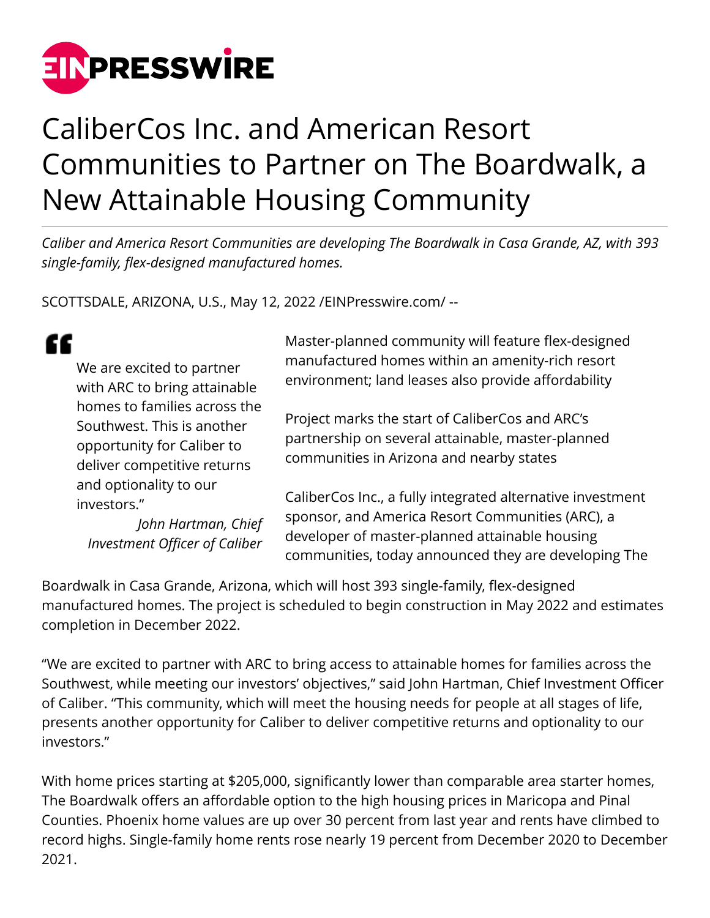EINPRESSWIRE

# CaliberCos Inc. and American Resort Communities to Partner on The Boardwalk, a New Attainable Housing Community

*Caliber and America Resort Communities are developing The Boardwalk in Casa Grande, AZ, with 393 single-family, flex-designed manufactured homes.*

SCOTTSDALE, ARIZONA, U.S., May 12, 2022 /EINPresswire.com/ --

> We are excited to partner with ARC to bring attainable homes to families across the Southwest. This is another opportunity for Caliber to deliver competitive returns and optionality to our investors."
>
> *John Hartman, Chief Investment Officer of Caliber*

Master-planned community will feature flex-designed manufactured homes within an amenity-rich resort environment; land leases also provide affordability

Project marks the start of CaliberCos and ARC's partnership on several attainable, master-planned communities in Arizona and nearby states

CaliberCos Inc., a fully integrated alternative investment sponsor, and America Resort Communities (ARC), a developer of master-planned attainable housing communities, today announced they are developing The Boardwalk in Casa Grande, Arizona, which will host 393 single-family, flex-designed manufactured homes. The project is scheduled to begin construction in May 2022 and estimates completion in December 2022.

"We are excited to partner with ARC to bring access to attainable homes for families across the Southwest, while meeting our investors' objectives," said John Hartman, Chief Investment Officer of Caliber. "This community, which will meet the housing needs for people at all stages of life, presents another opportunity for Caliber to deliver competitive returns and optionality to our investors."

With home prices starting at $205,000, significantly lower than comparable area starter homes, The Boardwalk offers an affordable option to the high housing prices in Maricopa and Pinal Counties. Phoenix home values are up over 30 percent from last year and rents have climbed to record highs. Single-family home rents rose nearly 19 percent from December 2020 to December 2021.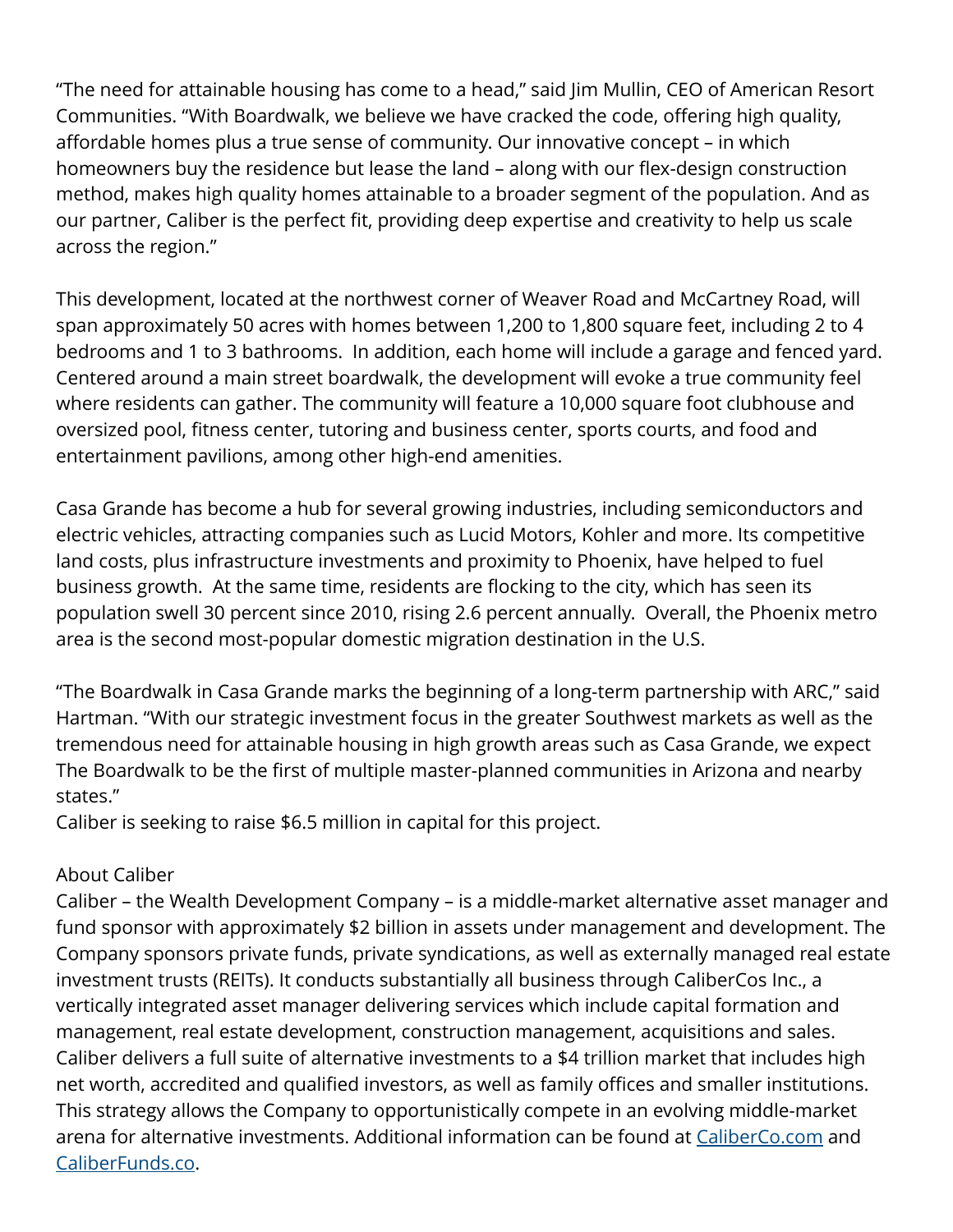"The need for attainable housing has come to a head," said Jim Mullin, CEO of American Resort Communities. "With Boardwalk, we believe we have cracked the code, offering high quality, affordable homes plus a true sense of community. Our innovative concept – in which homeowners buy the residence but lease the land – along with our flex-design construction method, makes high quality homes attainable to a broader segment of the population. And as our partner, Caliber is the perfect fit, providing deep expertise and creativity to help us scale across the region."

This development, located at the northwest corner of Weaver Road and McCartney Road, will span approximately 50 acres with homes between 1,200 to 1,800 square feet, including 2 to 4 bedrooms and 1 to 3 bathrooms. In addition, each home will include a garage and fenced yard. Centered around a main street boardwalk, the development will evoke a true community feel where residents can gather. The community will feature a 10,000 square foot clubhouse and oversized pool, fitness center, tutoring and business center, sports courts, and food and entertainment pavilions, among other high-end amenities.

Casa Grande has become a hub for several growing industries, including semiconductors and electric vehicles, attracting companies such as Lucid Motors, Kohler and more. Its competitive land costs, plus infrastructure investments and proximity to Phoenix, have helped to fuel business growth. At the same time, residents are flocking to the city, which has seen its population swell 30 percent since 2010, rising 2.6 percent annually. Overall, the Phoenix metro area is the second most-popular domestic migration destination in the U.S.

"The Boardwalk in Casa Grande marks the beginning of a long-term partnership with ARC," said Hartman. "With our strategic investment focus in the greater Southwest markets as well as the tremendous need for attainable housing in high growth areas such as Casa Grande, we expect The Boardwalk to be the first of multiple master-planned communities in Arizona and nearby states."

Caliber is seeking to raise $6.5 million in capital for this project.

About Caliber

Caliber – the Wealth Development Company – is a middle-market alternative asset manager and fund sponsor with approximately $2 billion in assets under management and development. The Company sponsors private funds, private syndications, as well as externally managed real estate investment trusts (REITs). It conducts substantially all business through CaliberCos Inc., a vertically integrated asset manager delivering services which include capital formation and management, real estate development, construction management, acquisitions and sales. Caliber delivers a full suite of alternative investments to a $4 trillion market that includes high net worth, accredited and qualified investors, as well as family offices and smaller institutions. This strategy allows the Company to opportunistically compete in an evolving middle-market arena for alternative investments. Additional information can be found at [CaliberCo.com](CaliberCo.com) and [CaliberFunds.co](CaliberFunds.co).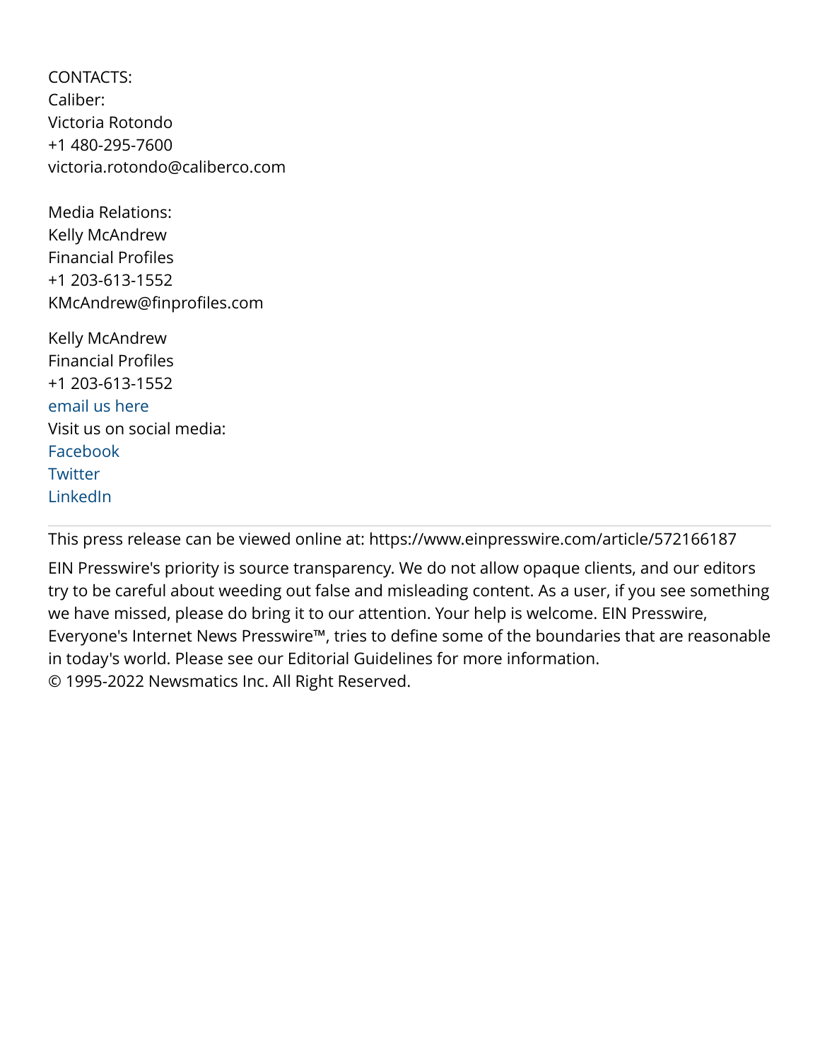CONTACTS:
Caliber:
Victoria Rotondo
+1 480-295-7600
victoria.rotondo@caliberco.com

Media Relations:
Kelly McAndrew
Financial Profiles
+1 203-613-1552
KMcAndrew@finprofiles.com

Kelly McAndrew
Financial Profiles
+1 203-613-1552
email us here
Visit us on social media:
Facebook
Twitter
LinkedIn

---

This press release can be viewed online at: https://www.einpresswire.com/article/572166187

EIN Presswire's priority is source transparency. We do not allow opaque clients, and our editors try to be careful about weeding out false and misleading content. As a user, if you see something we have missed, please do bring it to our attention. Your help is welcome. EIN Presswire, Everyone's Internet News Presswire™, tries to define some of the boundaries that are reasonable in today's world. Please see our Editorial Guidelines for more information.
© 1995-2022 Newsmatics Inc. All Right Reserved.